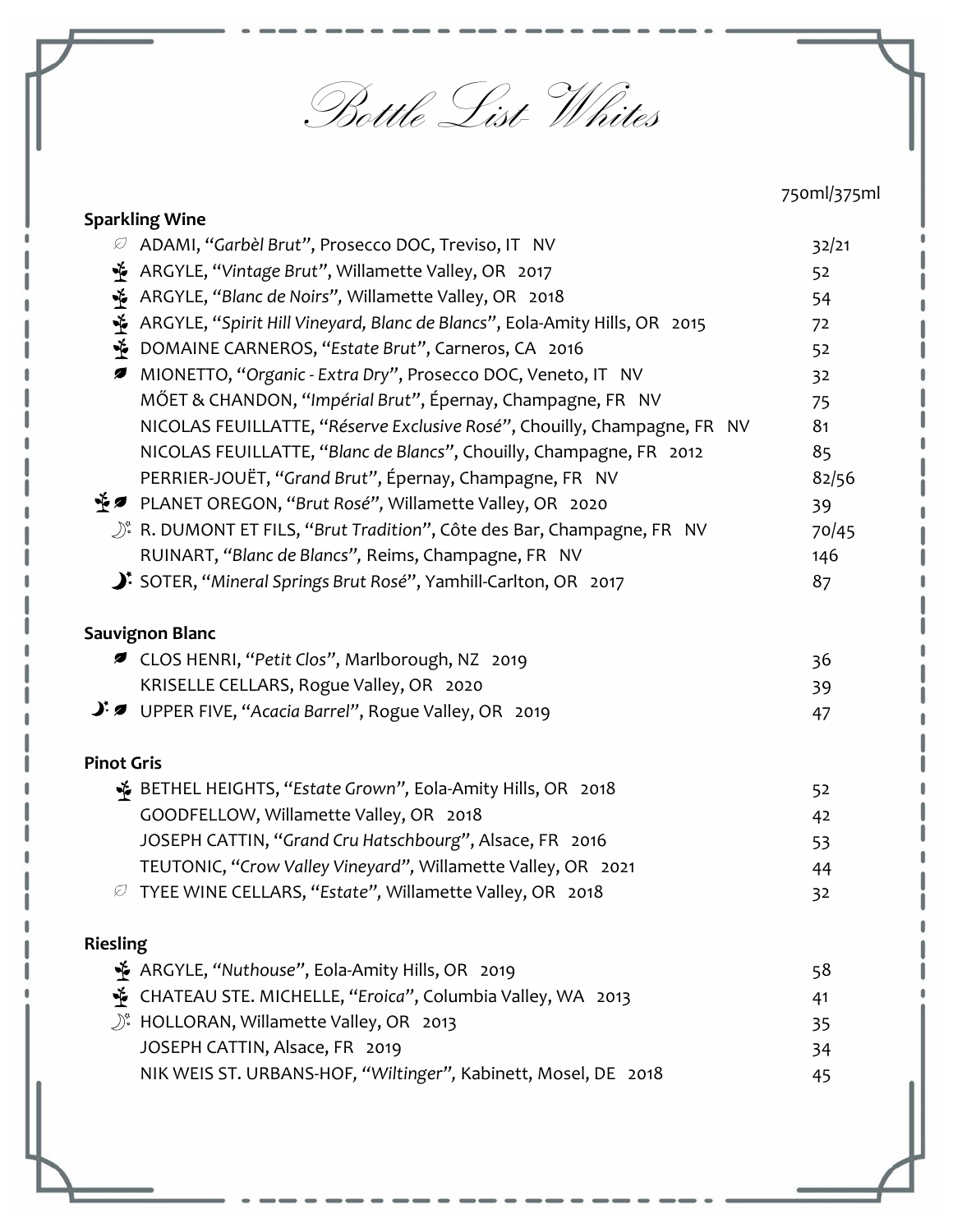# Bottle List Whites

| | 750ml/375ml |
|---|---|
| **Sparkling Wine** | |
| ADAMI, "*Garbèl Brut*", Prosecco DOC, Treviso, IT NV | 32/21 |
| ARGYLE, "*Vintage Brut*", Willamette Valley, OR 2017 | 52 |
| ARGYLE, "*Blanc de Noirs*", Willamette Valley, OR 2018 | 54 |
| ARGYLE, "*Spirit Hill Vineyard, Blanc de Blancs*", Eola-Amity Hills, OR 2015 | 72 |
| DOMAINE CARNEROS, "*Estate Brut*", Carneros, CA 2016 | 52 |
| MIONETTO, "*Organic - Extra Dry*", Prosecco DOC, Veneto, IT NV | 32 |
| MŐET & CHANDON, "*Impérial Brut*", Épernay, Champagne, FR NV | 75 |
| NICOLAS FEUILLATTE, "*Réserve Exclusive Rosé*", Chouilly, Champagne, FR NV | 81 |
| NICOLAS FEUILLATTE, "*Blanc de Blancs*", Chouilly, Champagne, FR 2012 | 85 |
| PERRIER-JOUËT, "*Grand Brut*", Épernay, Champagne, FR NV | 82/56 |
| PLANET OREGON, "*Brut Rosé*", Willamette Valley, OR 2020 | 39 |
| R. DUMONT ET FILS, "*Brut Tradition*", Côte des Bar, Champagne, FR NV | 70/45 |
| RUINART, "*Blanc de Blancs*", Reims, Champagne, FR NV | 146 |
| SOTER, "*Mineral Springs Brut Rosé*", Yamhill-Carlton, OR 2017 | 87 |
| **Sauvignon Blanc** | |
| CLOS HENRI, "*Petit Clos*", Marlborough, NZ 2019 | 36 |
| KRISELLE CELLARS, Rogue Valley, OR 2020 | 39 |
| UPPER FIVE, "*Acacia Barrel*", Rogue Valley, OR 2019 | 47 |
| **Pinot Gris** | |
| BETHEL HEIGHTS, "*Estate Grown*", Eola-Amity Hills, OR 2018 | 52 |
| GOODFELLOW, Willamette Valley, OR 2018 | 42 |
| JOSEPH CATTIN, "*Grand Cru Hatschbourg*", Alsace, FR 2016 | 53 |
| TEUTONIC, "*Crow Valley Vineyard*", Willamette Valley, OR 2021 | 44 |
| TYEE WINE CELLARS, "*Estate*", Willamette Valley, OR 2018 | 32 |
| **Riesling** | |
| ARGYLE, "*Nuthouse*", Eola-Amity Hills, OR 2019 | 58 |
| CHATEAU STE. MICHELLE, "*Eroica*", Columbia Valley, WA 2013 | 41 |
| HOLLORAN, Willamette Valley, OR 2013 | 35 |
| JOSEPH CATTIN, Alsace, FR 2019 | 34 |
| NIK WEIS ST. URBANS-HOF, "*Wiltinger*", Kabinett, Mosel, DE 2018 | 45 |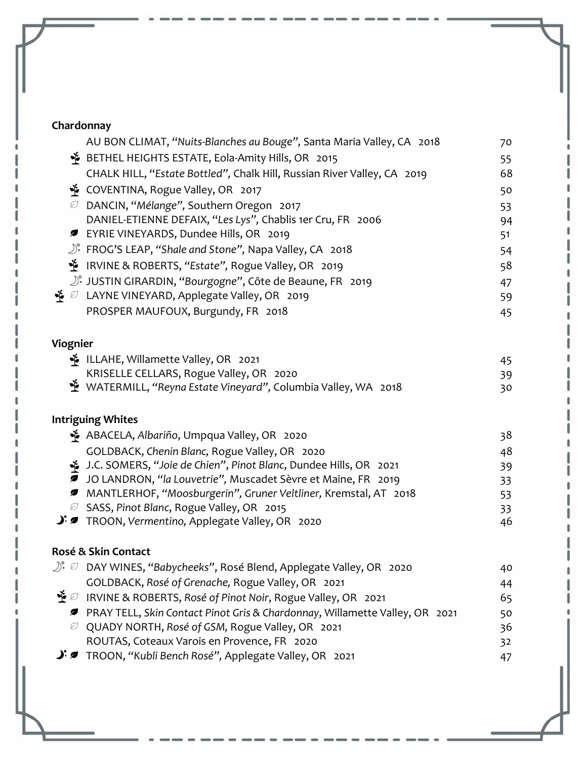**Chardonnay**

| | |
|---|---|
| AU BON CLIMAT, "*Nuits-Blanches au Bouge*", Santa Maria Valley, CA 2018 | 70 |
| BETHEL HEIGHTS ESTATE, Eola-Amity Hills, OR 2015 | 55 |
| CHALK HILL, "*Estate Bottled*", Chalk Hill, Russian River Valley, CA 2019 | 68 |
| COVENTINA, Rogue Valley, OR 2017 | 50 |
| DANCIN, "*Mélange*", Southern Oregon 2017 | 53 |
| DANIEL-ETIENNE DEFAIX, "*Les Lys*", Chablis 1er Cru, FR 2006 | 94 |
| EYRIE VINEYARDS, Dundee Hills, OR 2019 | 51 |
| FROG'S LEAP, "*Shale and Stone*", Napa Valley, CA 2018 | 54 |
| IRVINE & ROBERTS, "*Estate*", Rogue Valley, OR 2019 | 58 |
| JUSTIN GIRARDIN, "*Bourgogne*", Côte de Beaune, FR 2019 | 47 |
| LAYNE VINEYARD, Applegate Valley, OR 2019 | 59 |
| PROSPER MAUFOUX, Burgundy, FR 2018 | 45 |

**Viognier**

| | |
|---|---|
| ILLAHE, Willamette Valley, OR 2021 | 45 |
| KRISELLE CELLARS, Rogue Valley, OR 2020 | 39 |
| WATERMILL, "*Reyna Estate Vineyard*", Columbia Valley, WA 2018 | 30 |

**Intriguing Whites**

| | |
|---|---|
| ABACELA, *Albariño*, Umpqua Valley, OR 2020 | 38 |
| GOLDBACK, *Chenin Blanc*, Rogue Valley, OR 2020 | 48 |
| J.C. SOMERS, "*Joie de Chien*", *Pinot Blanc*, Dundee Hills, OR 2021 | 39 |
| JO LANDRON, "*la Louvetrie*", Muscadet Sèvre et Maine, FR 2019 | 33 |
| MANTLERHOF, "*Moosburgerin*", *Gruner Veltliner*, Kremstal, AT 2018 | 53 |
| SASS, *Pinot Blanc*, Rogue Valley, OR 2015 | 33 |
| TROON, *Vermentino*, Applegate Valley, OR 2020 | 46 |

**Rosé & Skin Contact**

| | |
|---|---|
| DAY WINES, "*Babycheeks*", Rosé Blend, Applegate Valley, OR 2020 | 40 |
| GOLDBACK, *Rosé of Grenache*, Rogue Valley, OR 2021 | 44 |
| IRVINE & ROBERTS, *Rosé of Pinot Noir*, Rogue Valley, OR 2021 | 65 |
| PRAY TELL, *Skin Contact Pinot Gris & Chardonnay*, Willamette Valley, OR 2021 | 50 |
| QUADY NORTH, *Rosé of GSM*, Rogue Valley, OR 2021 | 36 |
| ROUTAS, Coteaux Varois en Provence, FR 2020 | 32 |
| TROON, "*Kubli Bench Rosé*", Applegate Valley, OR 2021 | 47 |